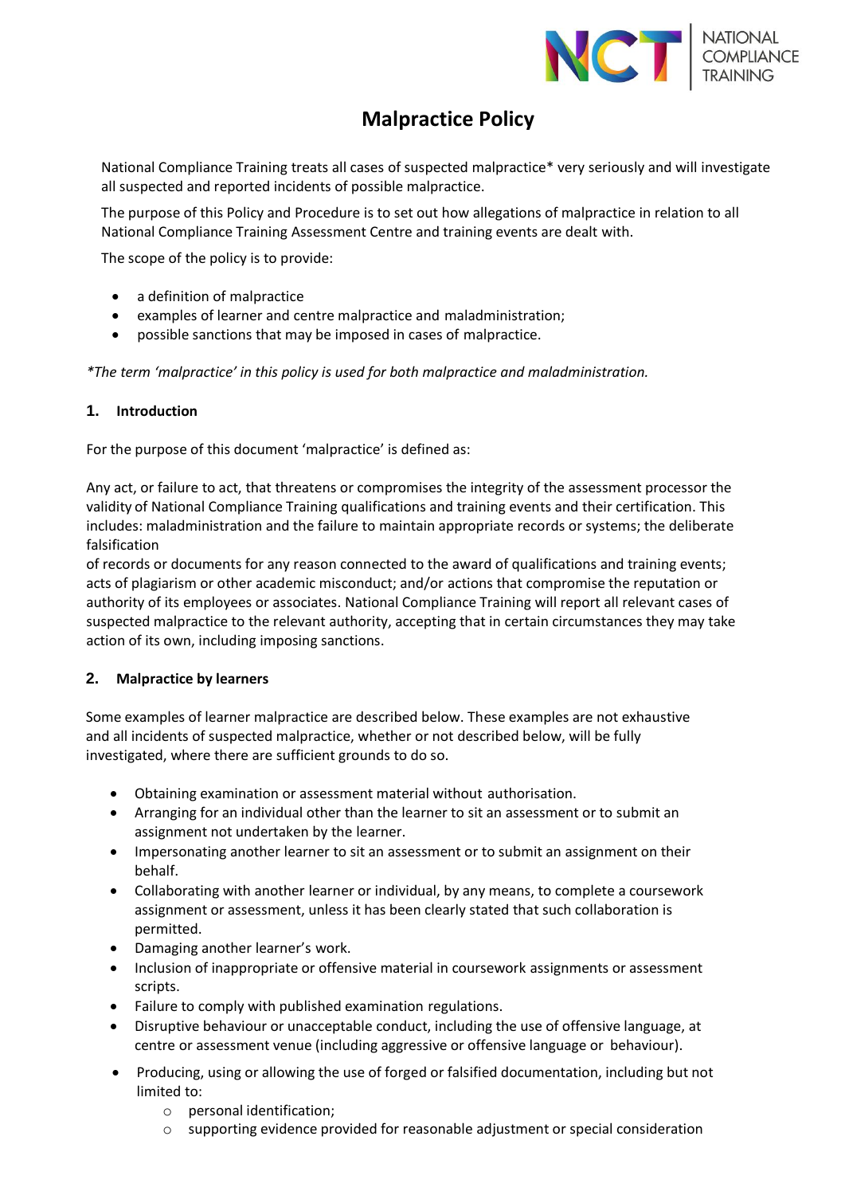# Malpractice Policy

National Compliance Training treats all cases of suspected malpractice* very seriously and will investigate all suspected and reported incidents of possible malpractice.

The purpose of this Policy and Procedure is to set out how allegations of malpractice in relation to all National Compliance Training Assessment Centre and training events are dealt with.

The scope of the policy is to provide:

- a definition of malpractice
- examples of learner and centre malpractice and maladministration;
- possible sanctions that may be imposed in cases of malpractice.

*\*The term 'malpractice' in this policy is used for both malpractice and maladministration.*

## 1. Introduction

For the purpose of this document 'malpractice' is defined as:

Any act, or failure to act, that threatens or compromises the integrity of the assessment processor the validity of National Compliance Training qualifications and training events and their certification. This includes: maladministration and the failure to maintain appropriate records or systems; the deliberate falsification of records or documents for any reason connected to the award of qualifications and training events; acts of plagiarism or other academic misconduct; and/or actions that compromise the reputation or authority of its employees or associates. National Compliance Training will report all relevant cases of suspected malpractice to the relevant authority, accepting that in certain circumstances they may take action of its own, including imposing sanctions.

## 2. Malpractice by learners

Some examples of learner malpractice are described below. These examples are not exhaustive and all incidents of suspected malpractice, whether or not described below, will be fully investigated, where there are sufficient grounds to do so.

- Obtaining examination or assessment material without authorisation.
- Arranging for an individual other than the learner to sit an assessment or to submit an assignment not undertaken by the learner.
- Impersonating another learner to sit an assessment or to submit an assignment on their behalf.
- Collaborating with another learner or individual, by any means, to complete a coursework assignment or assessment, unless it has been clearly stated that such collaboration is permitted.
- Damaging another learner's work.
- Inclusion of inappropriate or offensive material in coursework assignments or assessment scripts.
- Failure to comply with published examination regulations.
- Disruptive behaviour or unacceptable conduct, including the use of offensive language, at centre or assessment venue (including aggressive or offensive language or behaviour).
- Producing, using or allowing the use of forged or falsified documentation, including but not limited to:
  - personal identification;
  - supporting evidence provided for reasonable adjustment or special consideration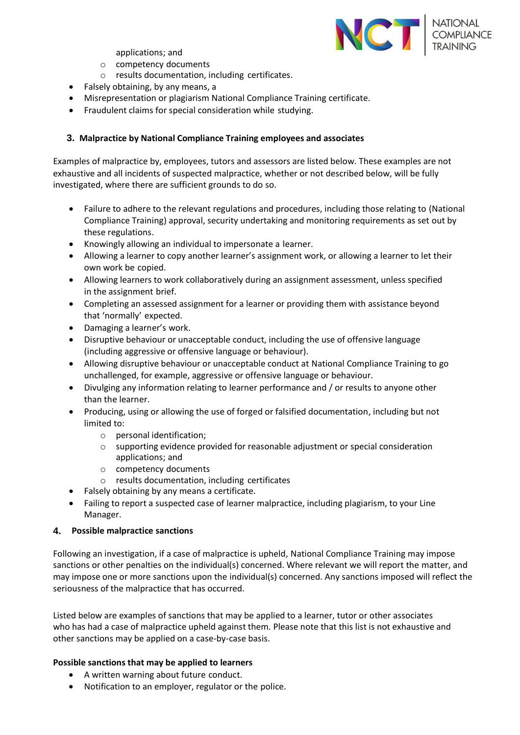applications; and
    - competency documents
    - results documentation, including certificates.
- Falsely obtaining, by any means, a
- Misrepresentation or plagiarism National Compliance Training certificate.
- Fraudulent claims for special consideration while studying.

### 3. Malpractice by National Compliance Training employees and associates

Examples of malpractice by, employees, tutors and assessors are listed below. These examples are not exhaustive and all incidents of suspected malpractice, whether or not described below, will be fully investigated, where there are sufficient grounds to do so.

- Failure to adhere to the relevant regulations and procedures, including those relating to (National Compliance Training) approval, security undertaking and monitoring requirements as set out by these regulations.
- Knowingly allowing an individual to impersonate a learner.
- Allowing a learner to copy another learner's assignment work, or allowing a learner to let their own work be copied.
- Allowing learners to work collaboratively during an assignment assessment, unless specified in the assignment brief.
- Completing an assessed assignment for a learner or providing them with assistance beyond that 'normally' expected.
- Damaging a learner's work.
- Disruptive behaviour or unacceptable conduct, including the use of offensive language (including aggressive or offensive language or behaviour).
- Allowing disruptive behaviour or unacceptable conduct at National Compliance Training to go unchallenged, for example, aggressive or offensive language or behaviour.
- Divulging any information relating to learner performance and / or results to anyone other than the learner.
- Producing, using or allowing the use of forged or falsified documentation, including but not limited to:
    - personal identification;
    - supporting evidence provided for reasonable adjustment or special consideration applications; and
    - competency documents
    - results documentation, including certificates
- Falsely obtaining by any means a certificate.
- Failing to report a suspected case of learner malpractice, including plagiarism, to your Line Manager.

### 4. Possible malpractice sanctions

Following an investigation, if a case of malpractice is upheld, National Compliance Training may impose sanctions or other penalties on the individual(s) concerned. Where relevant we will report the matter, and may impose one or more sanctions upon the individual(s) concerned. Any sanctions imposed will reflect the seriousness of the malpractice that has occurred.

Listed below are examples of sanctions that may be applied to a learner, tutor or other associates who has had a case of malpractice upheld against them. Please note that this list is not exhaustive and other sanctions may be applied on a case-by-case basis.

**Possible sanctions that may be applied to learners**

- A written warning about future conduct.
- Notification to an employer, regulator or the police.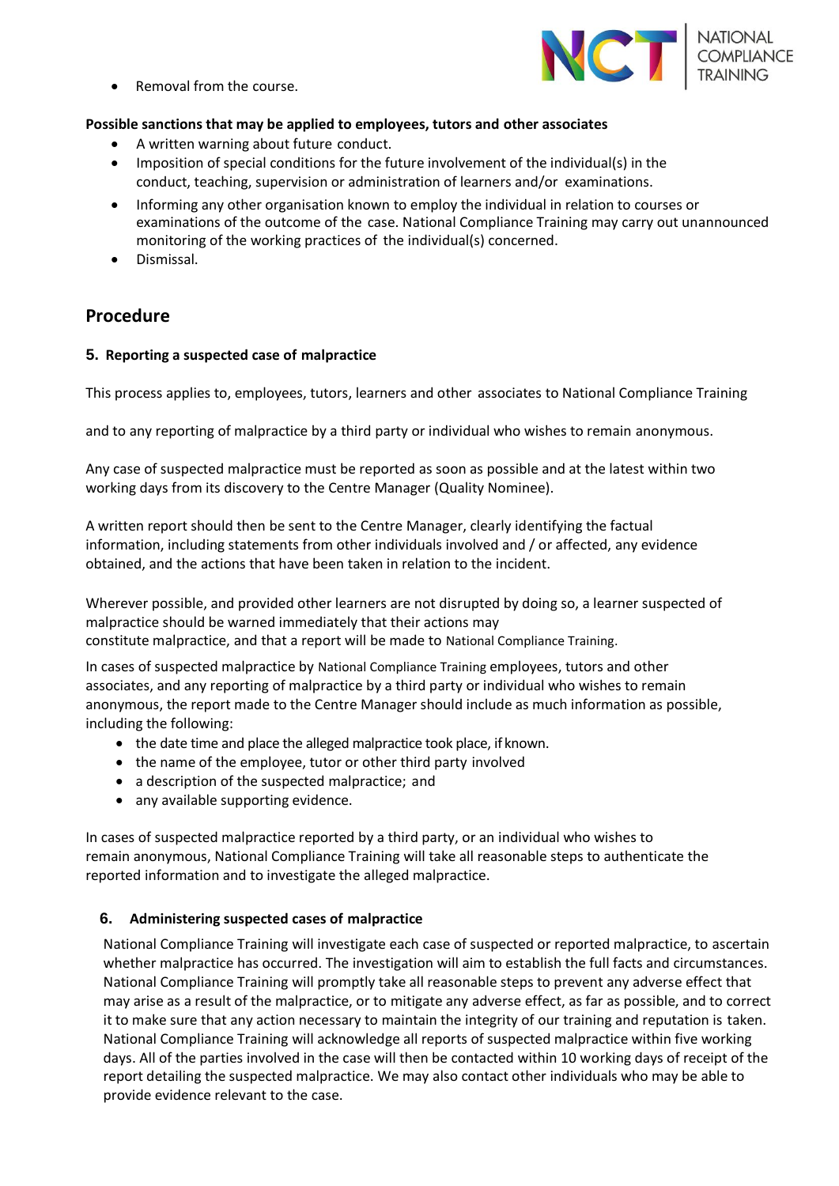- Removal from the course.

**Possible sanctions that may be applied to employees, tutors and other associates**

- A written warning about future conduct.
- Imposition of special conditions for the future involvement of the individual(s) in the conduct, teaching, supervision or administration of learners and/or examinations.
- Informing any other organisation known to employ the individual in relation to courses or examinations of the outcome of the case. National Compliance Training may carry out unannounced monitoring of the working practices of the individual(s) concerned.
- Dismissal.

## Procedure

### 5. Reporting a suspected case of malpractice

This process applies to, employees, tutors, learners and other associates to National Compliance Training

and to any reporting of malpractice by a third party or individual who wishes to remain anonymous.

Any case of suspected malpractice must be reported as soon as possible and at the latest within two working days from its discovery to the Centre Manager (Quality Nominee).

A written report should then be sent to the Centre Manager, clearly identifying the factual information, including statements from other individuals involved and / or affected, any evidence obtained, and the actions that have been taken in relation to the incident.

Wherever possible, and provided other learners are not disrupted by doing so, a learner suspected of malpractice should be warned immediately that their actions may constitute malpractice, and that a report will be made to National Compliance Training.

In cases of suspected malpractice by National Compliance Training employees, tutors and other associates, and any reporting of malpractice by a third party or individual who wishes to remain anonymous, the report made to the Centre Manager should include as much information as possible, including the following:

- the date time and place the alleged malpractice took place, if known.
- the name of the employee, tutor or other third party involved
- a description of the suspected malpractice; and
- any available supporting evidence.

In cases of suspected malpractice reported by a third party, or an individual who wishes to remain anonymous, National Compliance Training will take all reasonable steps to authenticate the reported information and to investigate the alleged malpractice.

### 6. Administering suspected cases of malpractice

National Compliance Training will investigate each case of suspected or reported malpractice, to ascertain whether malpractice has occurred. The investigation will aim to establish the full facts and circumstances. National Compliance Training will promptly take all reasonable steps to prevent any adverse effect that may arise as a result of the malpractice, or to mitigate any adverse effect, as far as possible, and to correct it to make sure that any action necessary to maintain the integrity of our training and reputation is taken. National Compliance Training will acknowledge all reports of suspected malpractice within five working days. All of the parties involved in the case will then be contacted within 10 working days of receipt of the report detailing the suspected malpractice. We may also contact other individuals who may be able to provide evidence relevant to the case.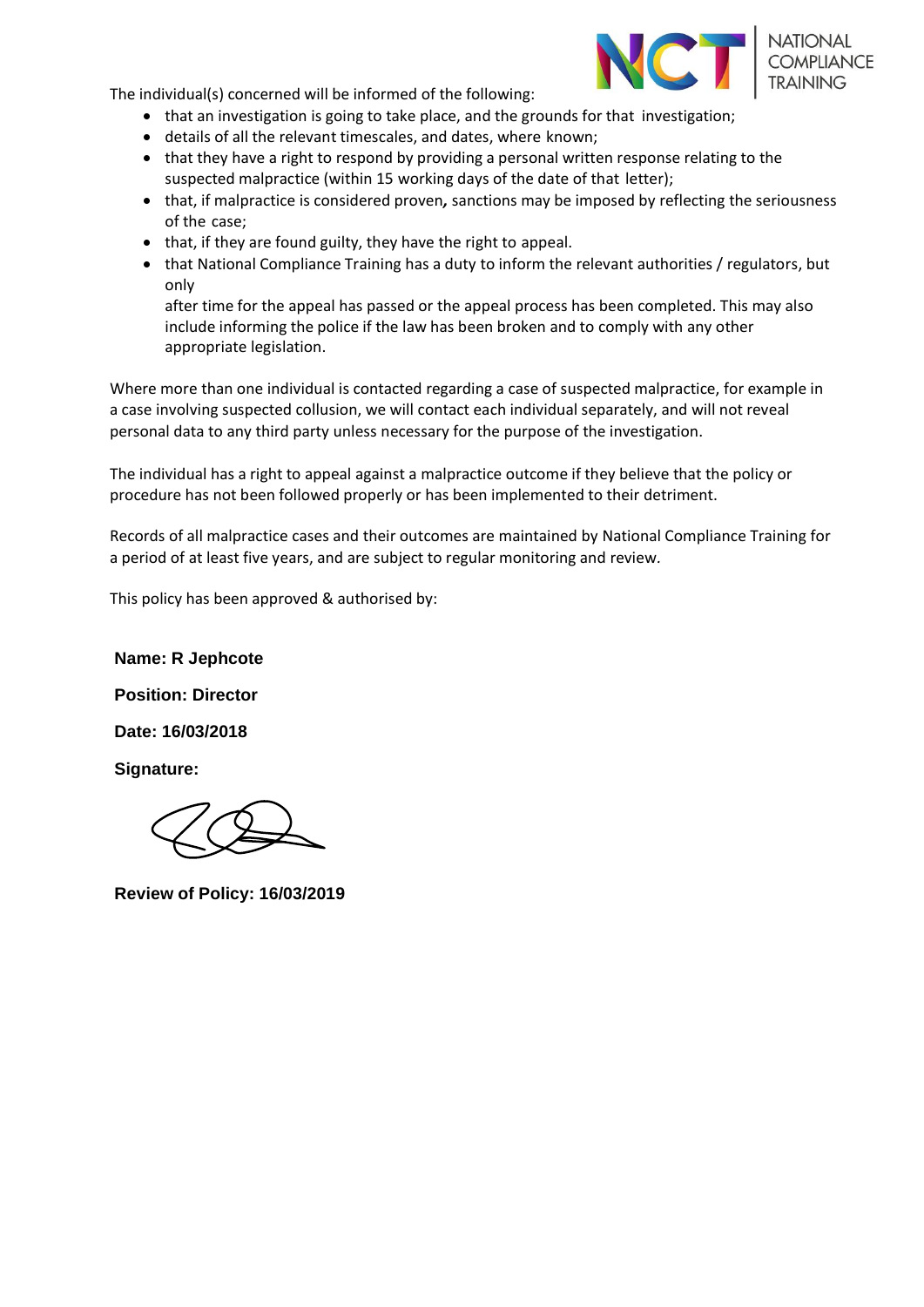The individual(s) concerned will be informed of the following:

- that an investigation is going to take place, and the grounds for that investigation;
- details of all the relevant timescales, and dates, where known;
- that they have a right to respond by providing a personal written response relating to the suspected malpractice (within 15 working days of the date of that letter);
- that, if malpractice is considered proven*,* sanctions may be imposed by reflecting the seriousness of the case;
- that, if they are found guilty, they have the right to appeal.
- that National Compliance Training has a duty to inform the relevant authorities / regulators, but only after time for the appeal has passed or the appeal process has been completed. This may also include informing the police if the law has been broken and to comply with any other appropriate legislation.

Where more than one individual is contacted regarding a case of suspected malpractice, for example in a case involving suspected collusion, we will contact each individual separately, and will not reveal personal data to any third party unless necessary for the purpose of the investigation.

The individual has a right to appeal against a malpractice outcome if they believe that the policy or procedure has not been followed properly or has been implemented to their detriment.

Records of all malpractice cases and their outcomes are maintained by National Compliance Training for a period of at least five years, and are subject to regular monitoring and review.

This policy has been approved & authorised by:

**Name: R Jephcote**

**Position: Director**

**Date: 16/03/2018**

**Signature:**

**Review of Policy: 16/03/2019**